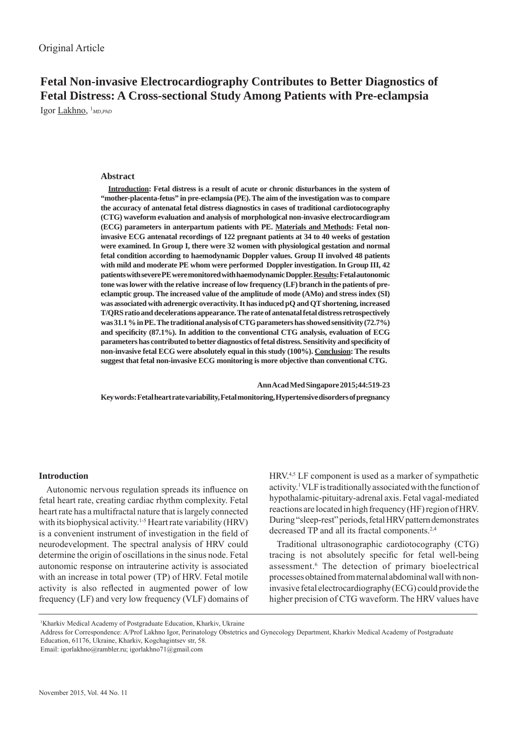Original Article

# Fetal Non-invasive Electrocardiography Contributes to Better Diagnostics of Fetal Distress: A Cross-sectional Study Among Patients with Pre-eclampsia

Igor Lakhno, [1] *MD,PhD*

## Abstract

**Introduction: Fetal distress is a result of acute or chronic disturbances in the system of "mother-placenta-fetus" in pre-eclampsia (PE). The aim of the investigation was to compare the accuracy of antenatal fetal distress diagnostics in cases of traditional cardiotocography (CTG) waveform evaluation and analysis of morphological non-invasive electrocardiogram (ECG) parameters in anterpartum patients with PE. Materials and Methods: Fetal non-invasive ECG antenatal recordings of 122 pregnant patients at 34 to 40 weeks of gestation were examined. In Group I, there were 32 women with physiological gestation and normal fetal condition according to haemodynamic Doppler values. Group II involved 48 patients with mild and moderate PE whom were performed Doppler investigation. In Group III, 42 patients with severe PE were monitored with haemodynamic Doppler. Results: Fetal autonomic tone was lower with the relative increase of low frequency (LF) branch in the patients of pre-eclamptic group. The increased value of the amplitude of mode (AMo) and stress index (SI) was associated with adrenergic overactivity. It has induced pQ and QT shortening, increased T/QRS ratio and decelerations appearance. The rate of antenatal fetal distress retrospectively was 31.1 % in PE. The traditional analysis of CTG parameters has showed sensitivity (72.7%) and specificity (87.1%). In addition to the conventional CTG analysis, evaluation of ECG parameters has contributed to better diagnostics of fetal distress. Sensitivity and specificity of non-invasive fetal ECG were absolutely equal in this study (100%). Conclusion: The results suggest that fetal non-invasive ECG monitoring is more objective than conventional CTG.**

**Ann Acad Med Singapore 2015;44:519-23**

**Key words: Fetal heart rate variability, Fetal monitoring, Hypertensive disorders of pregnancy**

## Introduction

Autonomic nervous regulation spreads its influence on fetal heart rate, creating cardiac rhythm complexity. Fetal heart rate has a multifractal nature that is largely connected with its biophysical activity.[1-5] Heart rate variability (HRV) is a convenient instrument of investigation in the field of neurodevelopment. The spectral analysis of HRV could determine the origin of oscillations in the sinus node. Fetal autonomic response on intrauterine activity is associated with an increase in total power (TP) of HRV. Fetal motile activity is also reflected in augmented power of low frequency (LF) and very low frequency (VLF) domains of HRV.[4,5] LF component is used as a marker of sympathetic activity.[1] VLF is traditionally associated with the function of hypothalamic-pituitary-adrenal axis. Fetal vagal-mediated reactions are located in high frequency (HF) region of HRV. During "sleep-rest" periods, fetal HRV pattern demonstrates decreased TP and all its fractal components.[2,4]

Traditional ultrasonographic cardiotocography (CTG) tracing is not absolutely specific for fetal well-being assessment.[6] The detection of primary bioelectrical processes obtained from maternal abdominal wall with non-invasive fetal electrocardiography (ECG) could provide the higher precision of CTG waveform. The HRV values have

[1] Kharkiv Medical Academy of Postgraduate Education, Kharkiv, Ukraine

Address for Correspondence: A/Prof Lakhno Igor, Perinatology Obstetrics and Gynecology Department, Kharkiv Medical Academy of Postgraduate Education, 61176, Ukraine, Kharkiv, Kogchagintsev str, 58.

Email: igorlakhno@rambler.ru; igorlakhno71@gmail.com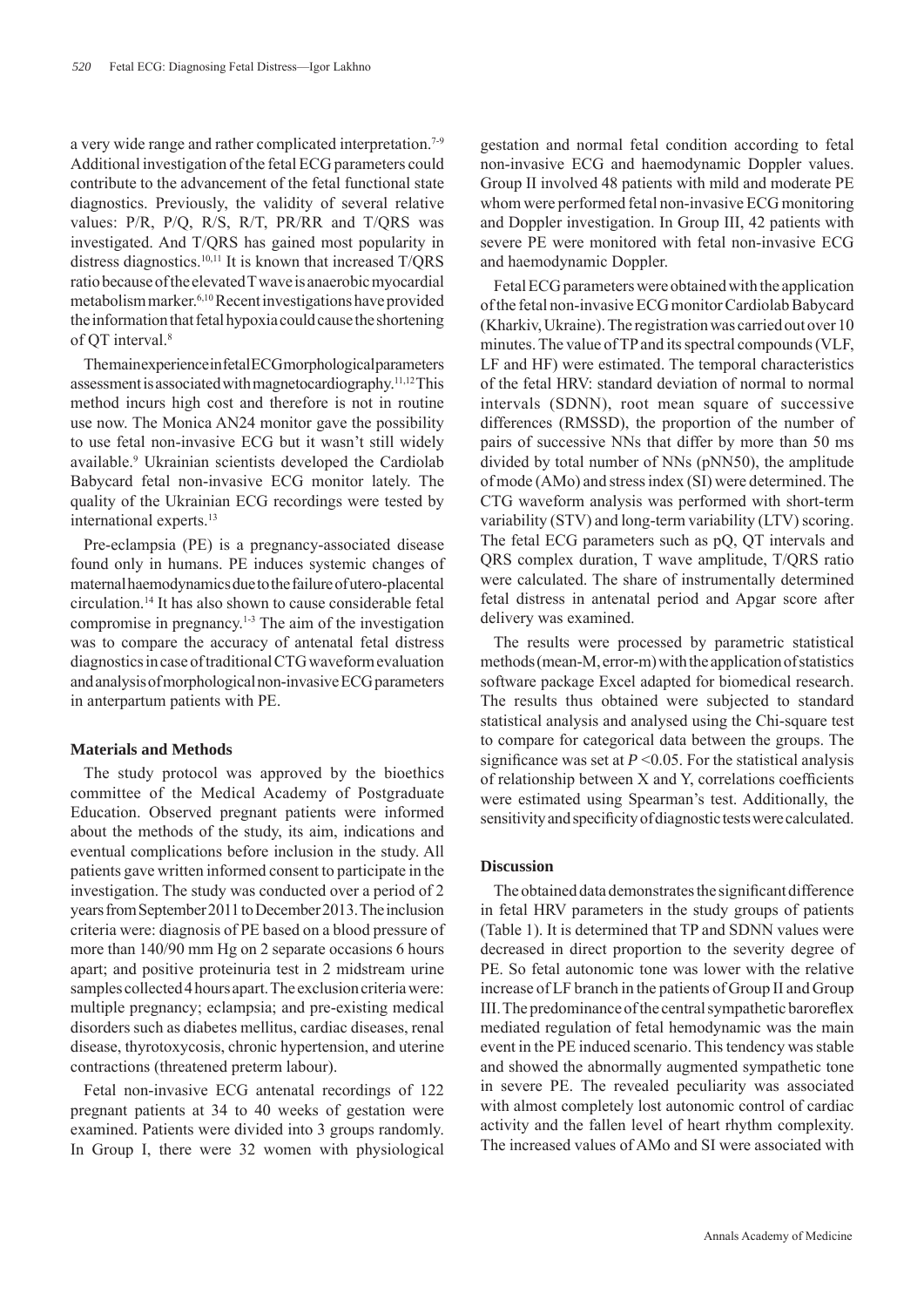a very wide range and rather complicated interpretation.[7-9] Additional investigation of the fetal ECG parameters could contribute to the advancement of the fetal functional state diagnostics. Previously, the validity of several relative values: P/R, P/Q, R/S, R/T, PR/RR and T/QRS was investigated. And T/QRS has gained most popularity in distress diagnostics.[10,11] It is known that increased T/QRS ratio because of the elevated T wave is anaerobic myocardial metabolism marker.[6,10] Recent investigations have provided the information that fetal hypoxia could cause the shortening of QT interval.[8]

The main experience in fetal ECG morphological parameters assessment is associated with magnetocardiography.[11,12] This method incurs high cost and therefore is not in routine use now. The Monica AN24 monitor gave the possibility to use fetal non-invasive ECG but it wasn't still widely available.[9] Ukrainian scientists developed the Cardiolab Babycard fetal non-invasive ECG monitor lately. The quality of the Ukrainian ECG recordings were tested by international experts.[13]

Pre-eclampsia (PE) is a pregnancy-associated disease found only in humans. PE induces systemic changes of maternal haemodynamics due to the failure of utero-placental circulation.[14] It has also shown to cause considerable fetal compromise in pregnancy.[1-3] The aim of the investigation was to compare the accuracy of antenatal fetal distress diagnostics in case of traditional CTG waveform evaluation and analysis of morphological non-invasive ECG parameters in anterpartum patients with PE.

## Materials and Methods

The study protocol was approved by the bioethics committee of the Medical Academy of Postgraduate Education. Observed pregnant patients were informed about the methods of the study, its aim, indications and eventual complications before inclusion in the study. All patients gave written informed consent to participate in the investigation. The study was conducted over a period of 2 years from September 2011 to December 2013. The inclusion criteria were: diagnosis of PE based on a blood pressure of more than 140/90 mm Hg on 2 separate occasions 6 hours apart; and positive proteinuria test in 2 midstream urine samples collected 4 hours apart. The exclusion criteria were: multiple pregnancy; eclampsia; and pre-existing medical disorders such as diabetes mellitus, cardiac diseases, renal disease, thyrotoxycosis, chronic hypertension, and uterine contractions (threatened preterm labour).

Fetal non-invasive ECG antenatal recordings of 122 pregnant patients at 34 to 40 weeks of gestation were examined. Patients were divided into 3 groups randomly. In Group I, there were 32 women with physiological gestation and normal fetal condition according to fetal non-invasive ECG and haemodynamic Doppler values. Group II involved 48 patients with mild and moderate PE whom were performed fetal non-invasive ECG monitoring and Doppler investigation. In Group III, 42 patients with severe PE were monitored with fetal non-invasive ECG and haemodynamic Doppler.

Fetal ECG parameters were obtained with the application of the fetal non-invasive ECG monitor Cardiolab Babycard (Kharkiv, Ukraine). The registration was carried out over 10 minutes. The value of TP and its spectral compounds (VLF, LF and HF) were estimated. The temporal characteristics of the fetal HRV: standard deviation of normal to normal intervals (SDNN), root mean square of successive differences (RMSSD), the proportion of the number of pairs of successive NNs that differ by more than 50 ms divided by total number of NNs (pNN50), the amplitude of mode (AMo) and stress index (SI) were determined. The CTG waveform analysis was performed with short-term variability (STV) and long-term variability (LTV) scoring. The fetal ECG parameters such as pQ, QT intervals and QRS complex duration, T wave amplitude, T/QRS ratio were calculated. The share of instrumentally determined fetal distress in antenatal period and Apgar score after delivery was examined.

The results were processed by parametric statistical methods (mean-M, error-m) with the application of statistics software package Excel adapted for biomedical research. The results thus obtained were subjected to standard statistical analysis and analysed using the Chi-square test to compare for categorical data between the groups. The significance was set at $P < 0.05$. For the statistical analysis of relationship between X and Y, correlations coefficients were estimated using Spearman's test. Additionally, the sensitivity and specificity of diagnostic tests were calculated.

## Discussion

The obtained data demonstrates the significant difference in fetal HRV parameters in the study groups of patients (Table 1). It is determined that TP and SDNN values were decreased in direct proportion to the severity degree of PE. So fetal autonomic tone was lower with the relative increase of LF branch in the patients of Group II and Group III. The predominance of the central sympathetic baroreflex mediated regulation of fetal hemodynamic was the main event in the PE induced scenario. This tendency was stable and showed the abnormally augmented sympathetic tone in severe PE. The revealed peculiarity was associated with almost completely lost autonomic control of cardiac activity and the fallen level of heart rhythm complexity. The increased values of AMo and SI were associated with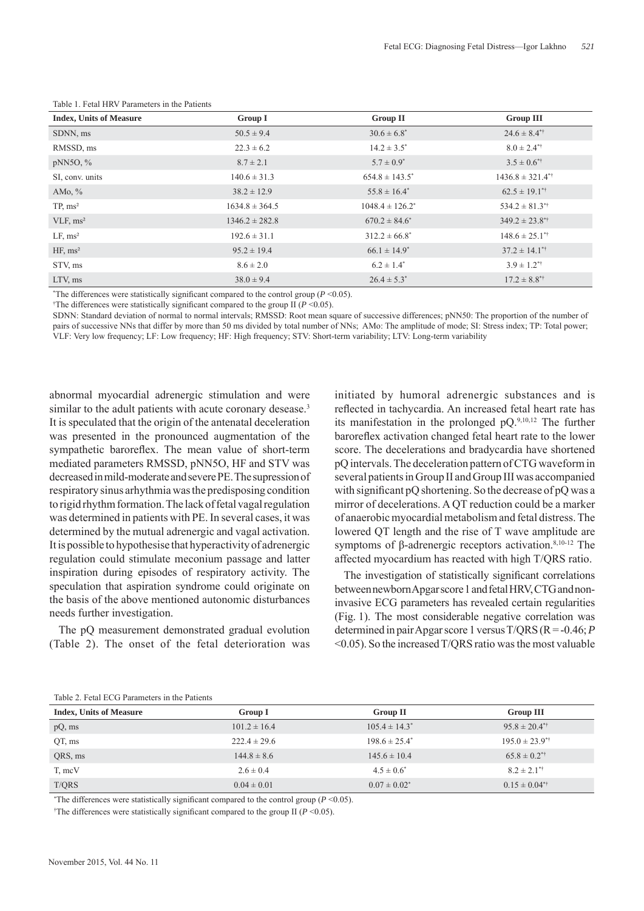Table 1. Fetal HRV Parameters in the Patients

| Index, Units of Measure | Group I | Group II | Group III |
|---|---|---|---|
| SDNN, ms | 50.5 ± 9.4 | 30.6 ± 6.8* | 24.6 ± 8.4*† |
| RMSSD, ms | 22.3 ± 6.2 | 14.2 ± 3.5* | 8.0 ± 2.4*† |
| pNN5O, % | 8.7 ± 2.1 | 5.7 ± 0.9* | 3.5 ± 0.6*† |
| SI, conv. units | 140.6 ± 31.3 | 654.8 ± 143.5* | 1436.8 ± 321.4*† |
| AMo, % | 38.2 ± 12.9 | 55.8 ± 16.4* | 62.5 ± 19.1*† |
| TP, ms² | 1634.8 ± 364.5 | 1048.4 ± 126.2* | 534.2 ± 81.3*† |
| VLF, ms² | 1346.2 ± 282.8 | 670.2 ± 84.6* | 349.2 ± 23.8*† |
| LF, ms² | 192.6 ± 31.1 | 312.2 ± 66.8* | 148.6 ± 25.1*† |
| HF, ms² | 95.2 ± 19.4 | 66.1 ± 14.9* | 37.2 ± 14.1*† |
| STV, ms | 8.6 ± 2.0 | 6.2 ± 1.4* | 3.9 ± 1.2*† |
| LTV, ms | 38.0 ± 9.4 | 26.4 ± 5.3* | 17.2 ± 8.8*† |

*The differences were statistically significant compared to the control group ($P$ <0.05).

†The differences were statistically significant compared to the group II ($P$ <0.05).

SDNN: Standard deviation of normal to normal intervals; RMSSD: Root mean square of successive differences; pNN50: The proportion of the number of pairs of successive NNs that differ by more than 50 ms divided by total number of NNs; AMo: The amplitude of mode; SI: Stress index; TP: Total power; VLF: Very low frequency; LF: Low frequency; HF: High frequency; STV: Short-term variability; LTV: Long-term variability

abnormal myocardial adrenergic stimulation and were similar to the adult patients with acute coronary desease.[3] It is speculated that the origin of the antenatal deceleration was presented in the pronounced augmentation of the sympathetic baroreflex. The mean value of short-term mediated parameters RMSSD, pNN5O, HF and STV was decreased in mild-moderate and severe PE. The supression of respiratory sinus arrhythmia was the predisposing condition to rigid rhythm formation. The lack of fetal vagal regulation was determined in patients with PE. In several cases, it was determined by the mutual adrenergic and vagal activation. It is possible to hypothesise that hyperactivity of adrenergic regulation could stimulate meconium passage and latter inspiration during episodes of respiratory activity. The speculation that aspiration syndrome could originate on the basis of the above mentioned autonomic disturbances needs further investigation.

The pQ measurement demonstrated gradual evolution (Table 2). The onset of the fetal deterioration was initiated by humoral adrenergic substances and is reflected in tachycardia. An increased fetal heart rate has its manifestation in the prolonged pQ.[9,10,12] The further baroreflex activation changed fetal heart rate to the lower score. The decelerations and bradycardia have shortened pQ intervals. The deceleration pattern of CTG waveform in several patients in Group II and Group III was accompanied with significant pQ shortening. So the decrease of pQ was a mirror of decelerations. A QT reduction could be a marker of anaerobic myocardial metabolism and fetal distress. The lowered QT length and the rise of T wave amplitude are symptoms of β-adrenergic receptors activation.[8,10-12] The affected myocardium has reacted with high T/QRS ratio.

The investigation of statistically significant correlations between newborn Apgar score 1 and fetal HRV, CTG and non-invasive ECG parameters has revealed certain regularities (Fig. 1). The most considerable negative correlation was determined in pair Apgar score 1 versus T/QRS ($R$ = -0.46; $P$ <0.05). So the increased T/QRS ratio was the most valuable

Table 2. Fetal ECG Parameters in the Patients

| Index, Units of Measure | Group I | Group II | Group III |
|---|---|---|---|
| pQ, ms | 101.2 ± 16.4 | 105.4 ± 14.3* | 95.8 ± 20.4*† |
| QT, ms | 222.4 ± 29.6 | 198.6 ± 25.4* | 195.0 ± 23.9*† |
| QRS, ms | 144.8 ± 8.6 | 145.6 ± 10.4 | 65.8 ± 0.2*† |
| T, mcV | 2.6 ± 0.4 | 4.5 ± 0.6* | 8.2 ± 2.1*† |
| T/QRS | 0.04 ± 0.01 | 0.07 ± 0.02* | 0.15 ± 0.04*† |

*The differences were statistically significant compared to the control group ($P$ <0.05).

†The differences were statistically significant compared to the group II ($P$ <0.05).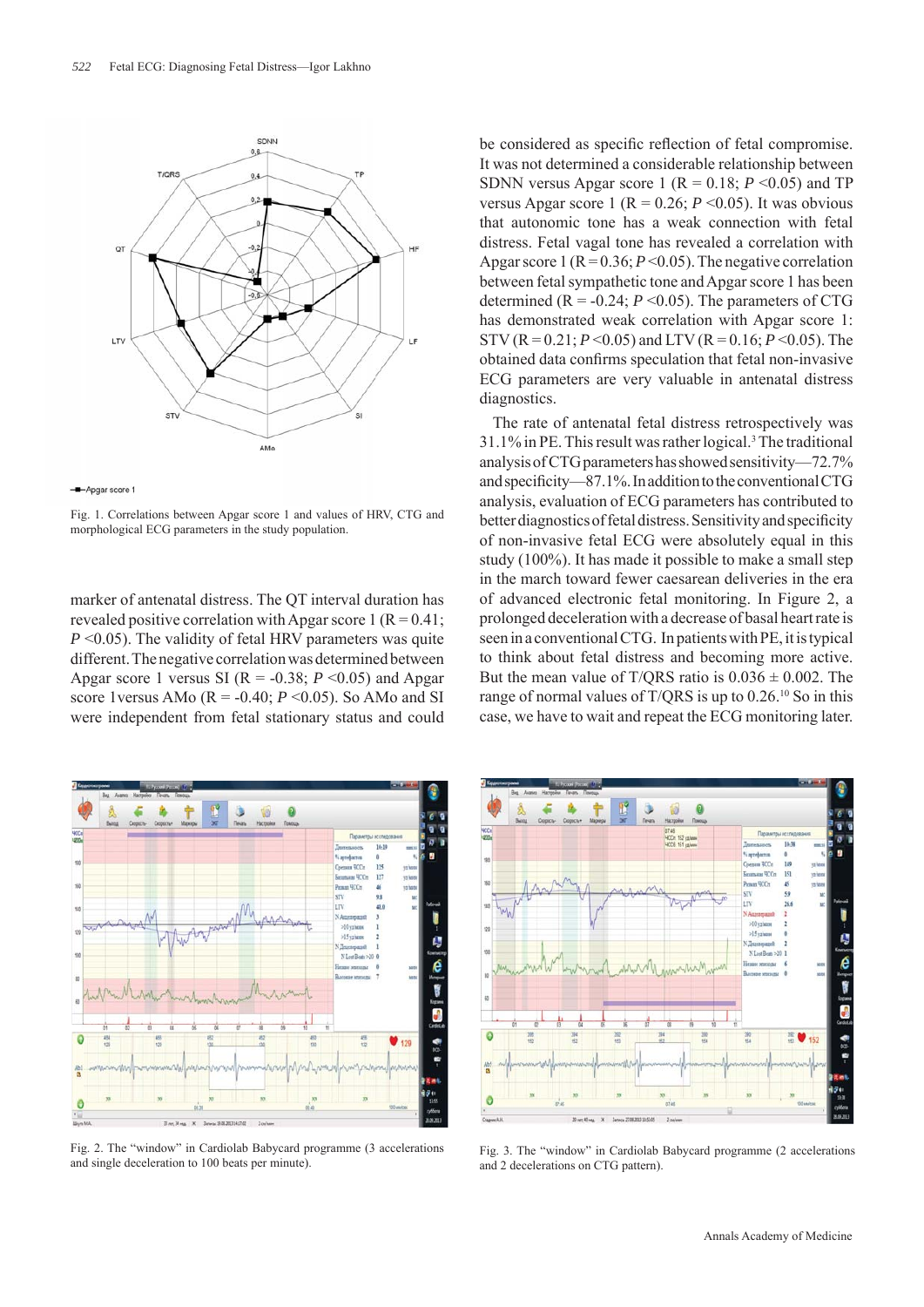Fig. 1. Correlations between Apgar score 1 and values of HRV, CTG and morphological ECG parameters in the study population.

marker of antenatal distress. The QT interval duration has revealed positive correlation with Apgar score 1 ($R = 0.41$; $P < 0.05$). The validity of fetal HRV parameters was quite different. The negative correlation was determined between Apgar score 1 versus SI ($R = -0.38$; $P < 0.05$) and Apgar score 1versus AMo ($R = -0.40$; $P < 0.05$). So AMo and SI were independent from fetal stationary status and could be considered as specific reflection of fetal compromise. It was not determined a considerable relationship between SDNN versus Apgar score 1 ($R = 0.18$; $P < 0.05$) and TP versus Apgar score 1 ($R = 0.26$; $P < 0.05$). It was obvious that autonomic tone has a weak connection with fetal distress. Fetal vagal tone has revealed a correlation with Apgar score 1 ($R = 0.36$; $P < 0.05$). The negative correlation between fetal sympathetic tone and Apgar score 1 has been determined ($R = -0.24$; $P < 0.05$). The parameters of CTG has demonstrated weak correlation with Apgar score 1: STV ($R = 0.21$; $P < 0.05$) and LTV ($R = 0.16$; $P < 0.05$). The obtained data confirms speculation that fetal non-invasive ECG parameters are very valuable in antenatal distress diagnostics.

The rate of antenatal fetal distress retrospectively was 31.1% in PE. This result was rather logical.[3] The traditional analysis of CTG parameters has showed sensitivity—72.7% and specificity—87.1%. In addition to the conventional CTG analysis, evaluation of ECG parameters has contributed to better diagnostics of fetal distress. Sensitivity and specificity of non-invasive fetal ECG were absolutely equal in this study (100%). It has made it possible to make a small step in the march toward fewer caesarean deliveries in the era of advanced electronic fetal monitoring. In Figure 2, a prolonged deceleration with a decrease of basal heart rate is seen in a conventional CTG. In patients with PE, it is typical to think about fetal distress and becoming more active. But the mean value of T/QRS ratio is $0.036 \pm 0.002$. The range of normal values of T/QRS is up to 0.26.[10] So in this case, we have to wait and repeat the ECG monitoring later.

Fig. 2. The "window" in Cardiolab Babycard programme (3 accelerations and single deceleration to 100 beats per minute).

Fig. 3. The "window" in Cardiolab Babycard programme (2 accelerations and 2 decelerations on CTG pattern).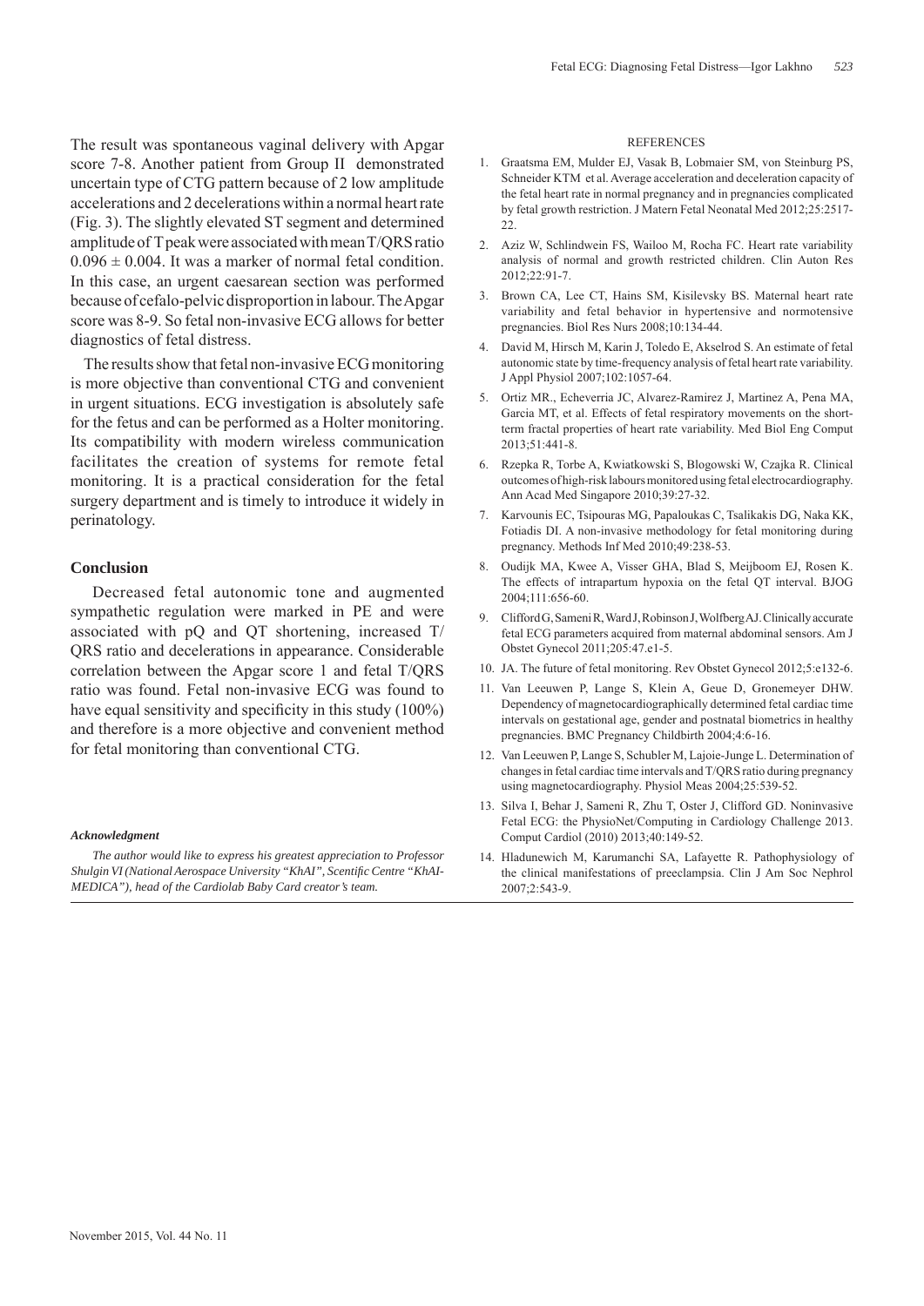The result was spontaneous vaginal delivery with Apgar score 7-8. Another patient from Group II demonstrated uncertain type of CTG pattern because of 2 low amplitude accelerations and 2 decelerations within a normal heart rate (Fig. 3). The slightly elevated ST segment and determined amplitude of T peak were associated with mean T/QRS ratio $0.096 \pm 0.004$. It was a marker of normal fetal condition. In this case, an urgent caesarean section was performed because of cefalo-pelvic disproportion in labour. The Apgar score was 8-9. So fetal non-invasive ECG allows for better diagnostics of fetal distress.

The results show that fetal non-invasive ECG monitoring is more objective than conventional CTG and convenient in urgent situations. ECG investigation is absolutely safe for the fetus and can be performed as a Holter monitoring. Its compatibility with modern wireless communication facilitates the creation of systems for remote fetal monitoring. It is a practical consideration for the fetal surgery department and is timely to introduce it widely in perinatology.

## Conclusion

Decreased fetal autonomic tone and augmented sympathetic regulation were marked in PE and were associated with pQ and QT shortening, increased T/QRS ratio and decelerations in appearance. Considerable correlation between the Apgar score 1 and fetal T/QRS ratio was found. Fetal non-invasive ECG was found to have equal sensitivity and specificity in this study (100%) and therefore is a more objective and convenient method for fetal monitoring than conventional CTG.

***Acknowledgment***

*The author would like to express his greatest appreciation to Professor Shulgin VI (National Aerospace University "KhAI", Scientific Centre "KhAI-MEDICA"), head of the Cardiolab Baby Card creator's team.*

REFERENCES

1. Graatsma EM, Mulder EJ, Vasak B, Lobmaier SM, von Steinburg PS, Schneider KTM et al. Average acceleration and deceleration capacity of the fetal heart rate in normal pregnancy and in pregnancies complicated by fetal growth restriction. J Matern Fetal Neonatal Med 2012;25:2517-22.
2. Aziz W, Schlindwein FS, Wailoo M, Rocha FC. Heart rate variability analysis of normal and growth restricted children. Clin Auton Res 2012;22:91-7.
3. Brown CA, Lee CT, Hains SM, Kisilevsky BS. Maternal heart rate variability and fetal behavior in hypertensive and normotensive pregnancies. Biol Res Nurs 2008;10:134-44.
4. David M, Hirsch M, Karin J, Toledo E, Akselrod S. An estimate of fetal autonomic state by time-frequency analysis of fetal heart rate variability. J Appl Physiol 2007;102:1057-64.
5. Ortiz MR., Echeverria JC, Alvarez-Ramirez J, Martinez A, Pena MA, Garcia MT, et al. Effects of fetal respiratory movements on the short-term fractal properties of heart rate variability. Med Biol Eng Comput 2013;51:441-8.
6. Rzepka R, Torbe A, Kwiatkowski S, Blogowski W, Czajka R. Clinical outcomes of high-risk labours monitored using fetal electrocardiography. Ann Acad Med Singapore 2010;39:27-32.
7. Karvounis EC, Tsipouras MG, Papaloukas C, Tsalikakis DG, Naka KK, Fotiadis DI. A non-invasive methodology for fetal monitoring during pregnancy. Methods Inf Med 2010;49:238-53.
8. Oudijk MA, Kwee A, Visser GHA, Blad S, Meijboom EJ, Rosen K. The effects of intrapartum hypoxia on the fetal QT interval. BJOG 2004;111:656-60.
9. Clifford G, Sameni R, Ward J, Robinson J, Wolfberg AJ. Clinically accurate fetal ECG parameters acquired from maternal abdominal sensors. Am J Obstet Gynecol 2011;205:47.e1-5.
10. JA. The future of fetal monitoring. Rev Obstet Gynecol 2012;5:e132-6.
11. Van Leeuwen P, Lange S, Klein A, Geue D, Gronemeyer DHW. Dependency of magnetocardiographically determined fetal cardiac time intervals on gestational age, gender and postnatal biometrics in healthy pregnancies. BMC Pregnancy Childbirth 2004;4:6-16.
12. Van Leeuwen P, Lange S, Schubler M, Lajoie-Junge L. Determination of changes in fetal cardiac time intervals and T/QRS ratio during pregnancy using magnetocardiography. Physiol Meas 2004;25:539-52.
13. Silva I, Behar J, Sameni R, Zhu T, Oster J, Clifford GD. Noninvasive Fetal ECG: the PhysioNet/Computing in Cardiology Challenge 2013. Comput Cardiol (2010) 2013;40:149-52.
14. Hladunewich M, Karumanchi SA, Lafayette R. Pathophysiology of the clinical manifestations of preeclampsia. Clin J Am Soc Nephrol 2007;2:543-9.